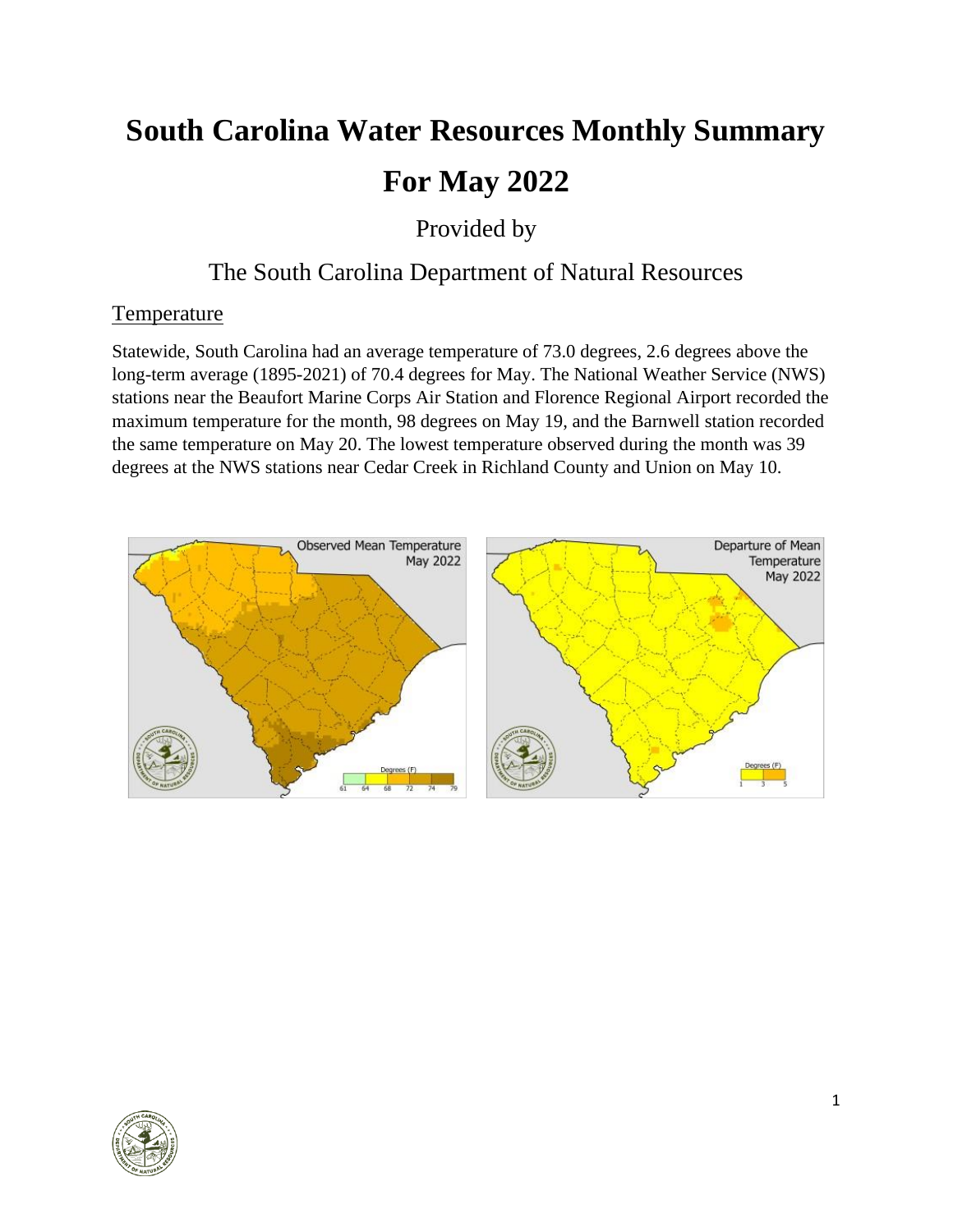# South Carolina Water Resources Monthly Summary

# For May 2022

Provided by

The South Carolina Department of Natural Resources

## Temperature

Statewide, South Carolina had an average temperature of 73.0 degrees, 2.6 degrees above the long-term average (1895-2021) of 70.4 degrees for May. The National Weather Service (NWS) stations near the Beaufort Marine Corps Air Station and Florence Regional Airport recorded the maximum temperature for the month, 98 degrees on May 19, and the Barnwell station recorded the same temperature on May 20. The lowest temperature observed during the month was 39 degrees at the NWS stations near Cedar Creek in Richland County and Union on May 10.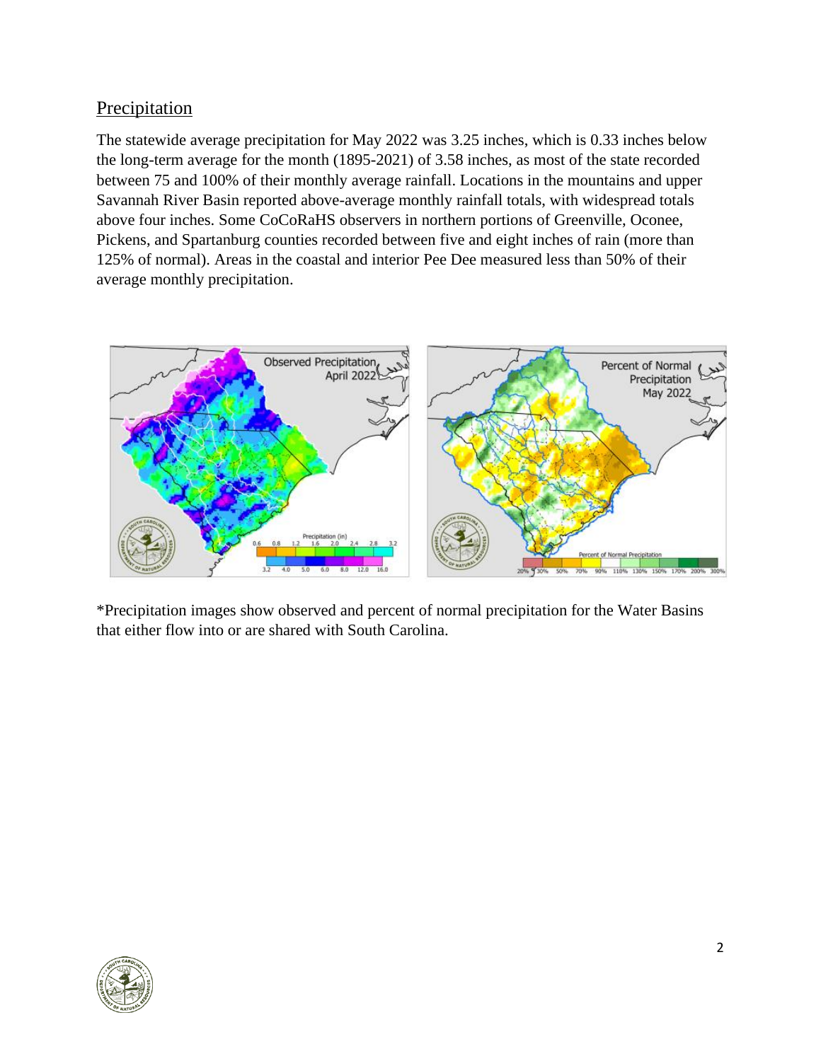## Precipitation

The statewide average precipitation for May 2022 was 3.25 inches, which is 0.33 inches below the long-term average for the month (1895-2021) of 3.58 inches, as most of the state recorded between 75 and 100% of their monthly average rainfall. Locations in the mountains and upper Savannah River Basin reported above-average monthly rainfall totals, with widespread totals above four inches. Some CoCoRaHS observers in northern portions of Greenville, Oconee, Pickens, and Spartanburg counties recorded between five and eight inches of rain (more than 125% of normal). Areas in the coastal and interior Pee Dee measured less than 50% of their average monthly precipitation.

*Precipitation images show observed and percent of normal precipitation for the Water Basins that either flow into or are shared with South Carolina.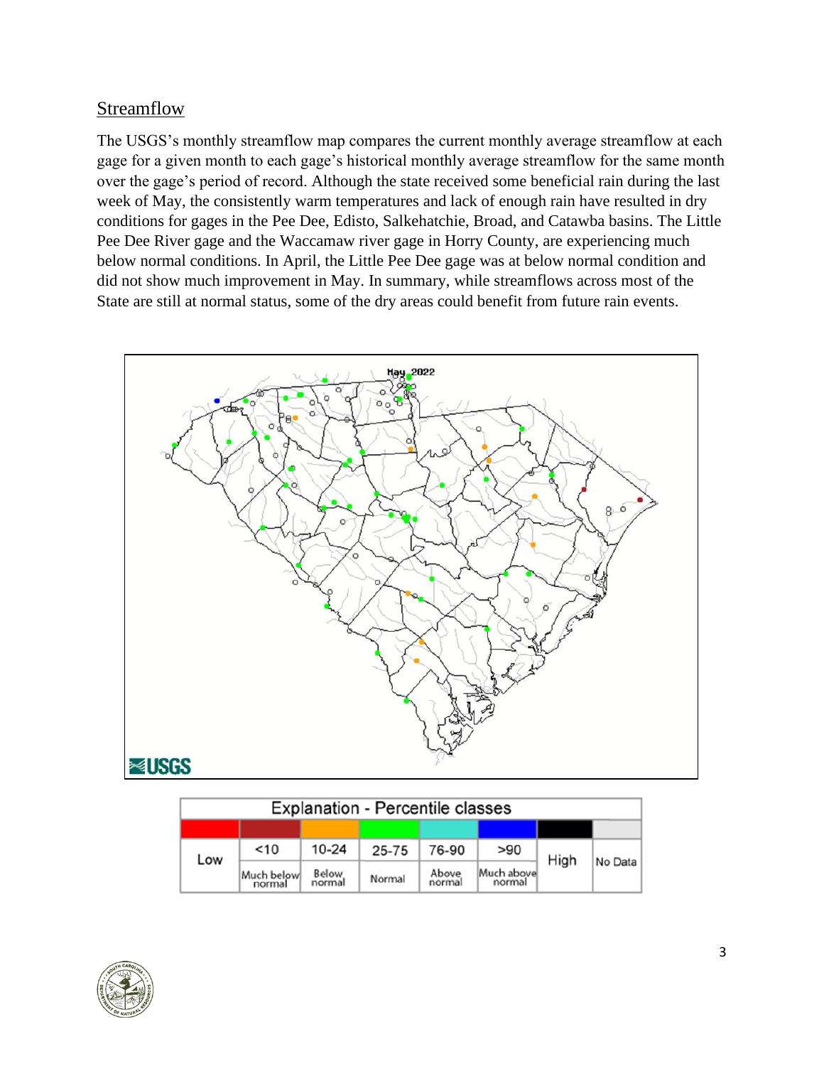## Streamflow

The USGS's monthly streamflow map compares the current monthly average streamflow at each gage for a given month to each gage's historical monthly average streamflow for the same month over the gage's period of record. Although the state received some beneficial rain during the last week of May, the consistently warm temperatures and lack of enough rain have resulted in dry conditions for gages in the Pee Dee, Edisto, Salkehatchie, Broad, and Catawba basins. The Little Pee Dee River gage and the Waccamaw river gage in Horry County, are experiencing much below normal conditions. In April, the Little Pee Dee gage was at below normal condition and did not show much improvement in May. In summary, while streamflows across most of the State are still at normal status, some of the dry areas could benefit from future rain events.

| Explanation - Percentile classes | | | | | | | |
|---|---|---|---|---|---|---|---|
| Low | <10 | 10-24 | 25-75 | 76-90 | >90 | High | No Data |
| | Much below normal | Below normal | Normal | Above normal | Much above normal | | |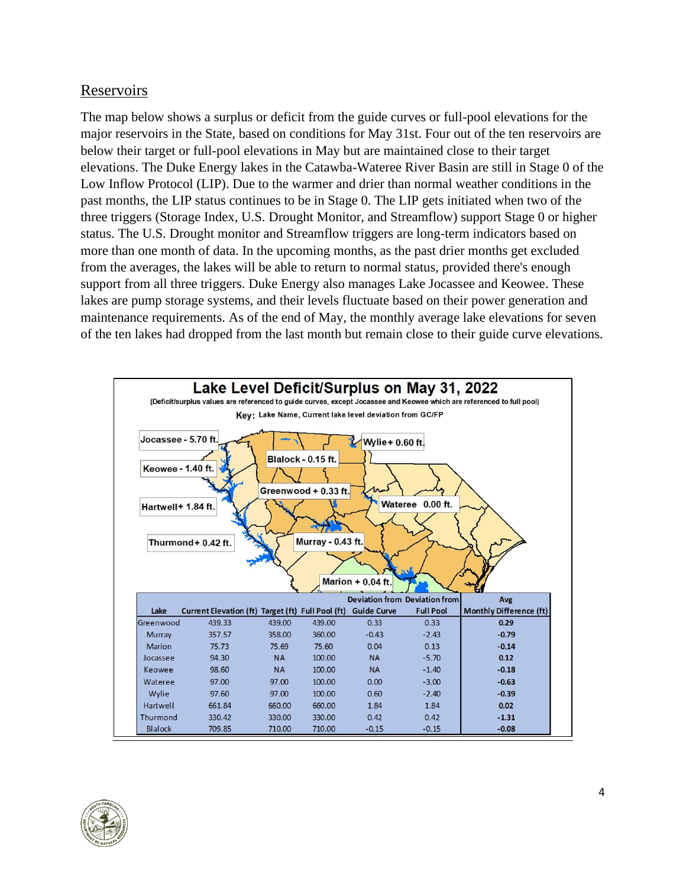## Reservoirs

The map below shows a surplus or deficit from the guide curves or full-pool elevations for the major reservoirs in the State, based on conditions for May 31st. Four out of the ten reservoirs are below their target or full-pool elevations in May but are maintained close to their target elevations. The Duke Energy lakes in the Catawba-Wateree River Basin are still in Stage 0 of the Low Inflow Protocol (LIP). Due to the warmer and drier than normal weather conditions in the past months, the LIP status continues to be in Stage 0. The LIP gets initiated when two of the three triggers (Storage Index, U.S. Drought Monitor, and Streamflow) support Stage 0 or higher status. The U.S. Drought monitor and Streamflow triggers are long-term indicators based on more than one month of data. In the upcoming months, as the past drier months get excluded from the averages, the lakes will be able to return to normal status, provided there's enough support from all three triggers. Duke Energy also manages Lake Jocassee and Keowee. These lakes are pump storage systems, and their levels fluctuate based on their power generation and maintenance requirements. As of the end of May, the monthly average lake elevations for seven of the ten lakes had dropped from the last month but remain close to their guide curve elevations.

**Lake Level Deficit/Surplus on May 31, 2022**

(Deficit/surplus values are referenced to guide curves, except Jocassee and Keowee which are referenced to full pool)

Key: Lake Name, Current lake level deviation from GC/FP

Jocassee - 5.70 ft. | Keowee - 1.40 ft. | Hartwell+ 1.84 ft. | Thurmond+ 0.42 ft. | Blalock - 0.15 ft. | Greenwood + 0.33 ft. | Murray - 0.43 ft. | Marion + 0.04 ft. | Wylie+ 0.60 ft. | Wateree 0.00 ft.

| Lake | Current Elevation (ft) | Target (ft) | Full Pool (ft) | Deviation from Guide Curve | Deviation from Full Pool | Avg Monthly Difference (ft) |
|---|---|---|---|---|---|---|
| Greenwood | 439.33 | 439.00 | 439.00 | 0.33 | 0.33 | **0.29** |
| Murray | 357.57 | 358.00 | 360.00 | -0.43 | -2.43 | **-0.79** |
| Marion | 75.73 | 75.69 | 75.60 | 0.04 | 0.13 | **-0.14** |
| Jocassee | 94.30 | NA | 100.00 | NA | -5.70 | **0.12** |
| Keowee | 98.60 | NA | 100.00 | NA | -1.40 | **-0.18** |
| Wateree | 97.00 | 97.00 | 100.00 | 0.00 | -3.00 | **-0.63** |
| Wylie | 97.60 | 97.00 | 100.00 | 0.60 | -2.40 | **-0.39** |
| Hartwell | 661.84 | 660.00 | 660.00 | 1.84 | 1.84 | **0.02** |
| Thurmond | 330.42 | 330.00 | 330.00 | 0.42 | 0.42 | **-1.31** |
| Blalock | 709.85 | 710.00 | 710.00 | -0.15 | -0.15 | **-0.08** |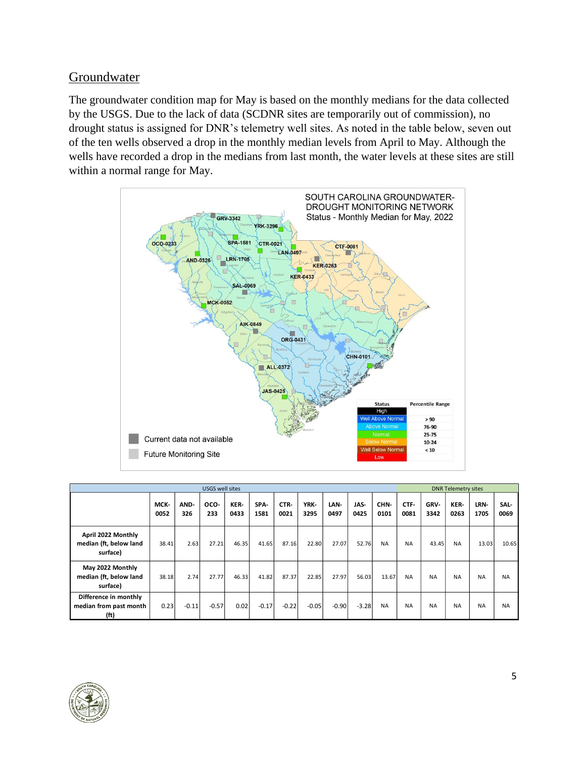## Groundwater

The groundwater condition map for May is based on the monthly medians for the data collected by the USGS. Due to the lack of data (SCDNR sites are temporarily out of commission), no drought status is assigned for DNR's telemetry well sites. As noted in the table below, seven out of the ten wells observed a drop in the monthly median levels from April to May. Although the wells have recorded a drop in the medians from last month, the water levels at these sites are still within a normal range for May.

| | USGS well sites | | | | | | | | | | DNR Telemetry sites | | | | |
|---|---|---|---|---|---|---|---|---|---|---|---|---|---|---|---|
| | MCK-0052 | AND-326 | OCO-233 | KER-0433 | SPA-1581 | CTR-0021 | YRK-3295 | LAN-0497 | JAS-0425 | CHN-0101 | CTF-0081 | GRV-3342 | KER-0263 | LRN-1705 | SAL-0069 |
| April 2022 Monthly median (ft, below land surface) | 38.41 | 2.63 | 27.21 | 46.35 | 41.65 | 87.16 | 22.80 | 27.07 | 52.76 | NA | NA | 43.45 | NA | 13.03 | 10.65 |
| May 2022 Monthly median (ft, below land surface) | 38.18 | 2.74 | 27.77 | 46.33 | 41.82 | 87.37 | 22.85 | 27.97 | 56.03 | 13.67 | NA | NA | NA | NA | NA |
| Difference in monthly median from past month (ft) | 0.23 | -0.11 | -0.57 | 0.02 | -0.17 | -0.22 | -0.05 | -0.90 | -3.28 | NA | NA | NA | NA | NA | NA |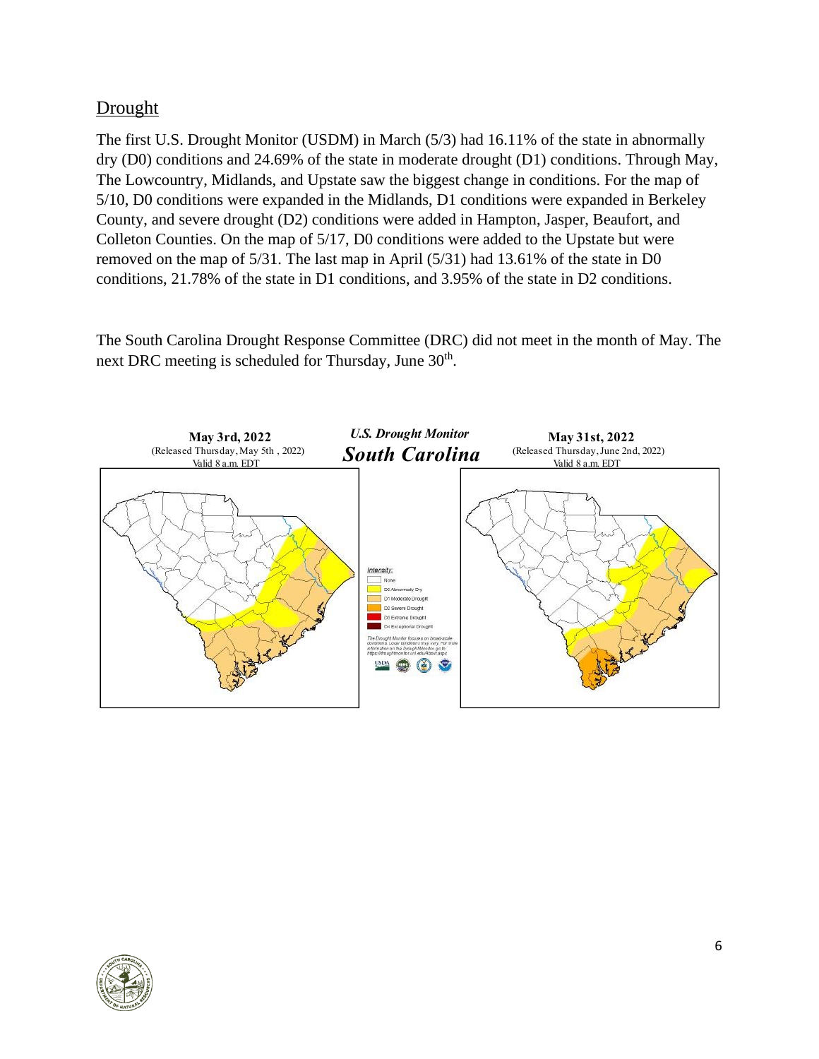## Drought

The first U.S. Drought Monitor (USDM) in March (5/3) had 16.11% of the state in abnormally dry (D0) conditions and 24.69% of the state in moderate drought (D1) conditions. Through May, The Lowcountry, Midlands, and Upstate saw the biggest change in conditions. For the map of 5/10, D0 conditions were expanded in the Midlands, D1 conditions were expanded in Berkeley County, and severe drought (D2) conditions were added in Hampton, Jasper, Beaufort, and Colleton Counties. On the map of 5/17, D0 conditions were added to the Upstate but were removed on the map of 5/31. The last map in April (5/31) had 13.61% of the state in D0 conditions, 21.78% of the state in D1 conditions, and 3.95% of the state in D2 conditions.

The South Carolina Drought Response Committee (DRC) did not meet in the month of May. The next DRC meeting is scheduled for Thursday, June 30th.

**May 3rd, 2022**
(Released Thursday, May 5th , 2022)
Valid 8 a.m. EDT

***U.S. Drought Monitor***
***South Carolina***

**May 31st, 2022**
(Released Thursday, June 2nd, 2022)
Valid 8 a.m. EDT

*Intensity:*
- None
- D0 Abnormally Dry
- D1 Moderate Drought
- D2 Severe Drought
- D3 Extreme Drought
- D4 Exceptional Drought

*The Drought Monitor focuses on broad-scale conditions. Local conditions may vary. For more information on the Drought Monitor, go to https://droughtmonitor.unl.edu/About.aspx*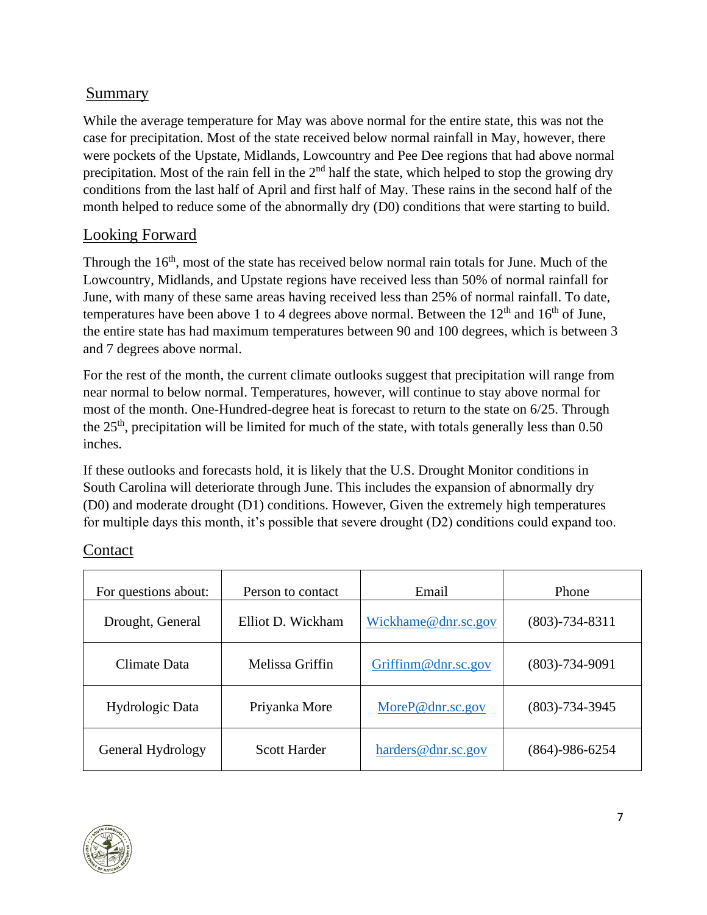## Summary

While the average temperature for May was above normal for the entire state, this was not the case for precipitation. Most of the state received below normal rainfall in May, however, there were pockets of the Upstate, Midlands, Lowcountry and Pee Dee regions that had above normal precipitation. Most of the rain fell in the 2nd half the state, which helped to stop the growing dry conditions from the last half of April and first half of May. These rains in the second half of the month helped to reduce some of the abnormally dry (D0) conditions that were starting to build.

## Looking Forward

Through the 16th, most of the state has received below normal rain totals for June. Much of the Lowcountry, Midlands, and Upstate regions have received less than 50% of normal rainfall for June, with many of these same areas having received less than 25% of normal rainfall. To date, temperatures have been above 1 to 4 degrees above normal. Between the 12th and 16th of June, the entire state has had maximum temperatures between 90 and 100 degrees, which is between 3 and 7 degrees above normal.

For the rest of the month, the current climate outlooks suggest that precipitation will range from near normal to below normal. Temperatures, however, will continue to stay above normal for most of the month. One-Hundred-degree heat is forecast to return to the state on 6/25. Through the 25th, precipitation will be limited for much of the state, with totals generally less than 0.50 inches.

If these outlooks and forecasts hold, it is likely that the U.S. Drought Monitor conditions in South Carolina will deteriorate through June. This includes the expansion of abnormally dry (D0) and moderate drought (D1) conditions. However, Given the extremely high temperatures for multiple days this month, it's possible that severe drought (D2) conditions could expand too.

## Contact

| For questions about: | Person to contact | Email | Phone |
|---|---|---|---|
| Drought, General | Elliot D. Wickham | Wickhame@dnr.sc.gov | (803)-734-8311 |
| Climate Data | Melissa Griffin | Griffinm@dnr.sc.gov | (803)-734-9091 |
| Hydrologic Data | Priyanka More | MoreP@dnr.sc.gov | (803)-734-3945 |
| General Hydrology | Scott Harder | harders@dnr.sc.gov | (864)-986-6254 |